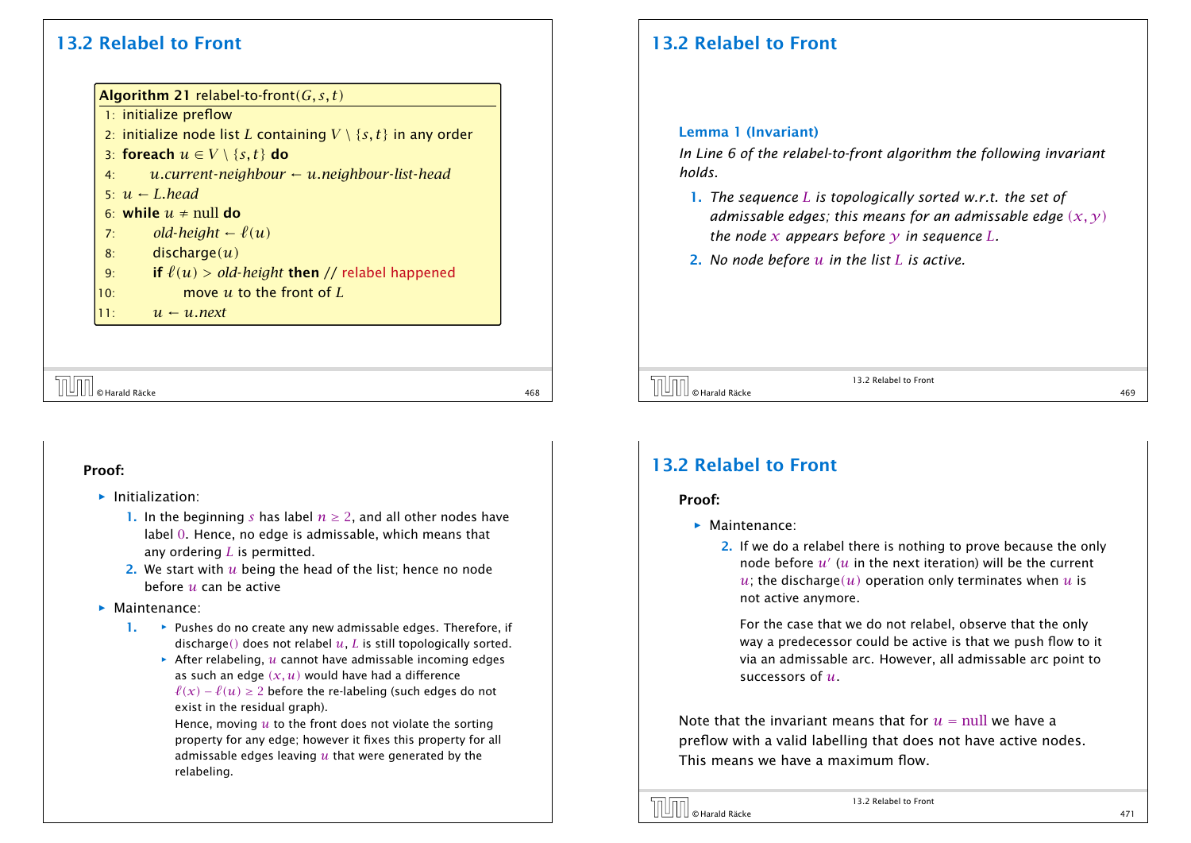## 13.2 Relabel to Front

**Algorithm 21** relabel-to-front$(G, s, t)$

```
1:  initialize preflow
2:  initialize node list L containing V \ {s, t} in any order
3:  foreach u ∈ V \ {s, t} do
4:      u.current-neighbour ← u.neighbour-list-head
5:  u ← L.head
6:  while u ≠ null do
7:      old-height ← ℓ(u)
8:      discharge(u)
9:      if ℓ(u) > old-height then // relabel happened
10:         move u to the front of L
11:     u ← u.next
```

## 13.2 Relabel to Front

**Lemma 1 (Invariant)**

*In Line 6 of the relabel-to-front algorithm the following invariant holds.*

1. *The sequence $L$ is topologically sorted w.r.t. the set of admissable edges; this means for an admissable edge $(x, y)$ the node $x$ appears before $y$ in sequence $L$.*
2. *No node before $u$ in the list $L$ is active.*

**Proof:**

- Initialization:
  1. In the beginning $s$ has label $n \geq 2$, and all other nodes have label $0$. Hence, no edge is admissable, which means that any ordering $L$ is permitted.
  2. We start with $u$ being the head of the list; hence no node before $u$ can be active
- Maintenance:
  1. 
     - Pushes do no create any new admissable edges. Therefore, if discharge() does not relabel $u$, $L$ is still topologically sorted.
     - After relabeling, $u$ cannot have admissable incoming edges as such an edge $(x, u)$ would have had a difference $\ell(x) - \ell(u) \geq 2$ before the re-labeling (such edges do not exist in the residual graph).

       Hence, moving $u$ to the front does not violate the sorting property for any edge; however it fixes this property for all admissable edges leaving $u$ that were generated by the relabeling.

## 13.2 Relabel to Front

**Proof:**

- Maintenance:
  2. If we do a relabel there is nothing to prove because the only node before $u'$ ($u$ in the next iteration) will be the current $u$; the discharge$(u)$ operation only terminates when $u$ is not active anymore.

     For the case that we do not relabel, observe that the only way a predecessor could be active is that we push flow to it via an admissable arc. However, all admissable arc point to successors of $u$.

Note that the invariant means that for $u = \text{null}$ we have a preflow with a valid labelling that does not have active nodes. This means we have a maximum flow.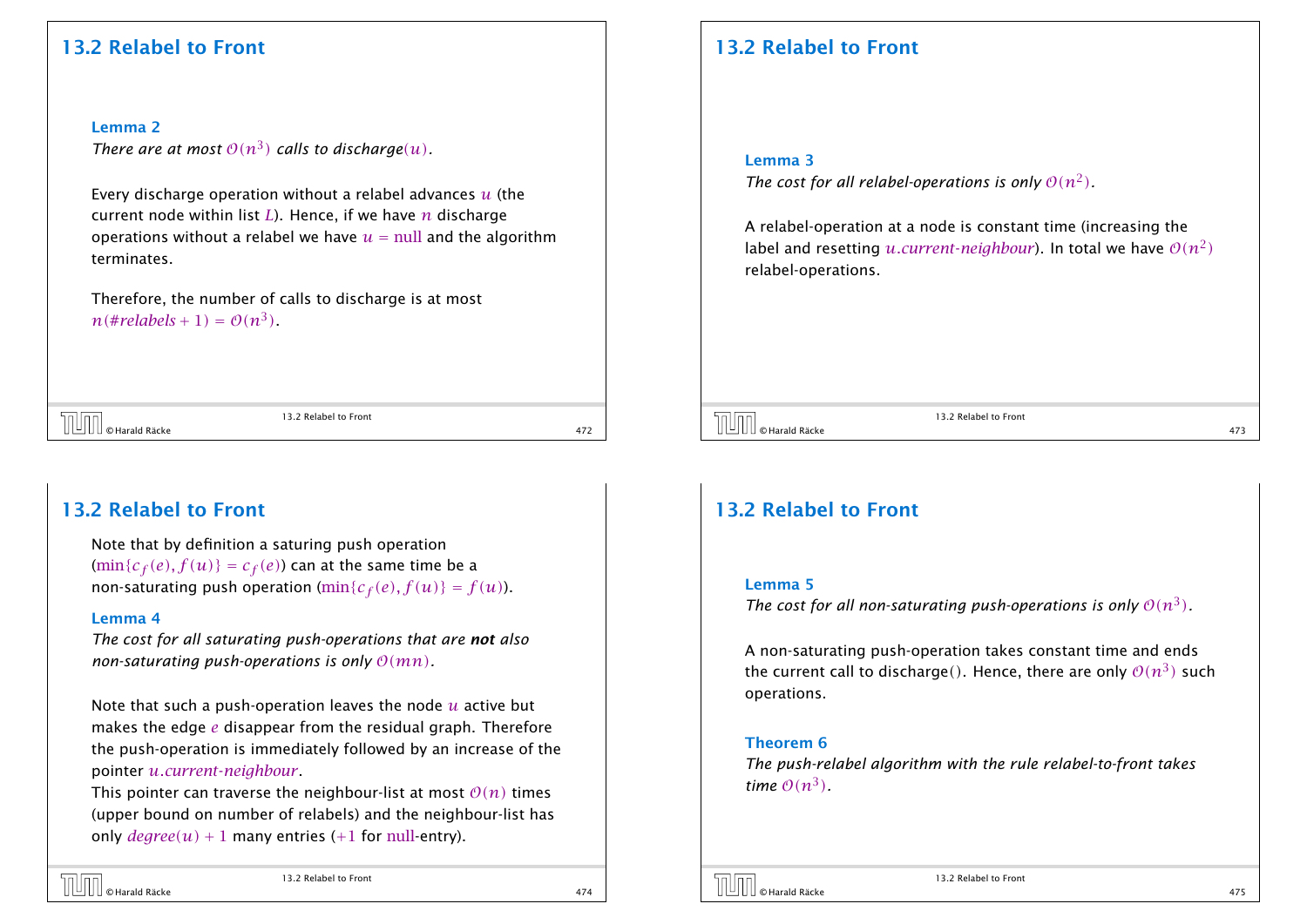## 13.2 Relabel to Front

**Lemma 2**
*There are at most $\mathcal{O}(n^3)$ calls to discharge$(u)$.*

Every discharge operation without a relabel advances $u$ (the current node within list $L$). Hence, if we have $n$ discharge operations without a relabel we have $u = \text{null}$ and the algorithm terminates.

Therefore, the number of calls to discharge is at most $n(\#relabels + 1) = \mathcal{O}(n^3)$.

## 13.2 Relabel to Front

**Lemma 3**
*The cost for all relabel-operations is only $\mathcal{O}(n^2)$.*

A relabel-operation at a node is constant time (increasing the label and resetting $u.current\text{-}neighbour$). In total we have $\mathcal{O}(n^2)$ relabel-operations.

## 13.2 Relabel to Front

Note that by definition a saturing push operation ($\min\{c_f(e), f(u)\} = c_f(e)$) can at the same time be a non-saturating push operation ($\min\{c_f(e), f(u)\} = f(u)$).

**Lemma 4**
*The cost for all saturating push-operations that are **not** also non-saturating push-operations is only $\mathcal{O}(mn)$.*

Note that such a push-operation leaves the node $u$ active but makes the edge $e$ disappear from the residual graph. Therefore the push-operation is immediately followed by an increase of the pointer $u.current\text{-}neighbour$.

This pointer can traverse the neighbour-list at most $\mathcal{O}(n)$ times (upper bound on number of relabels) and the neighbour-list has only $degree(u) + 1$ many entries ($+1$ for null-entry).

## 13.2 Relabel to Front

**Lemma 5**
*The cost for all non-saturating push-operations is only $\mathcal{O}(n^3)$.*

A non-saturating push-operation takes constant time and ends the current call to discharge(). Hence, there are only $\mathcal{O}(n^3)$ such operations.

**Theorem 6**
*The push-relabel algorithm with the rule relabel-to-front takes time $\mathcal{O}(n^3)$.*